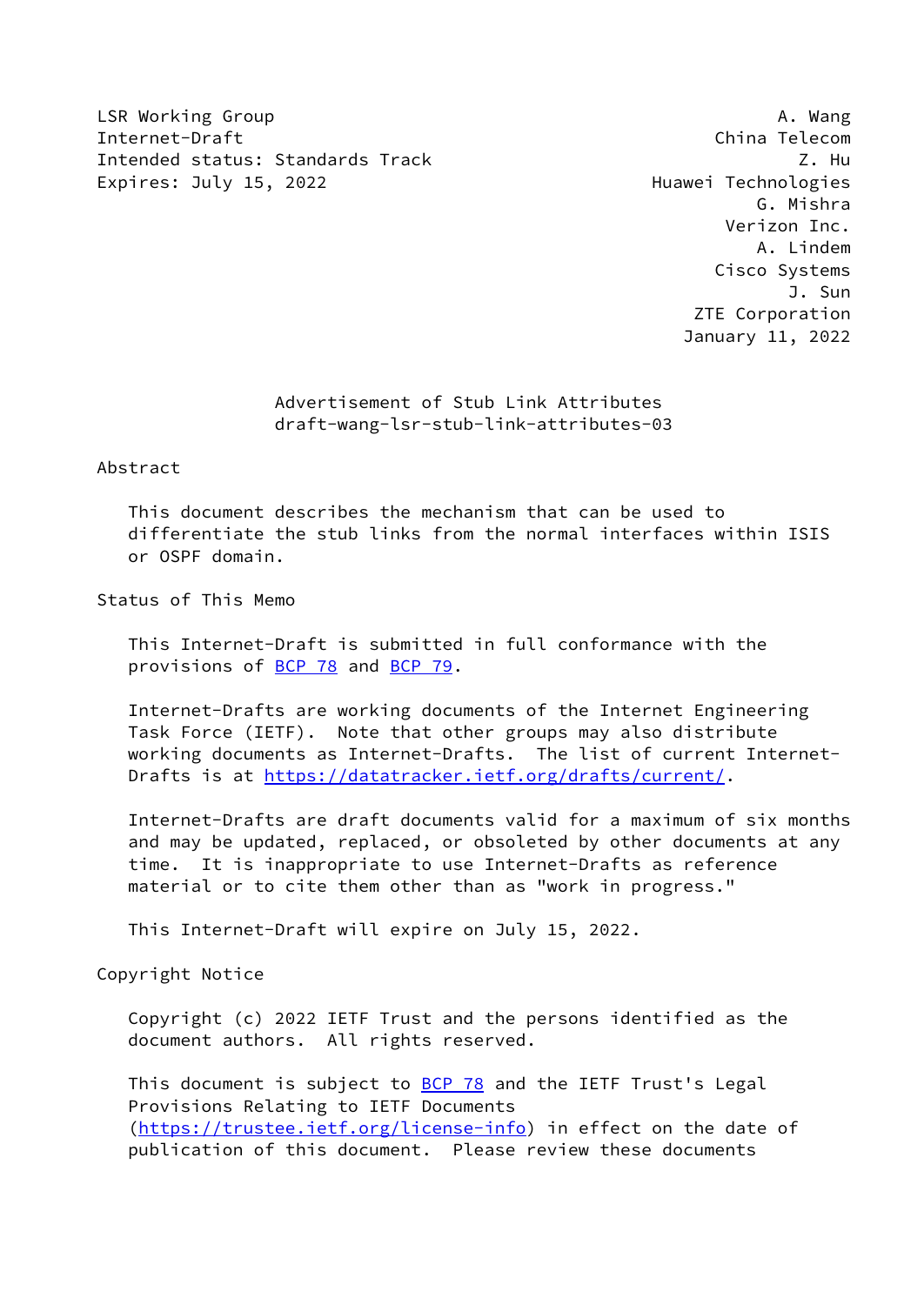LSR Working Group A. Wang
Internet-Draft China Telecom
Intended status: Standards Track Z. Hu
Expires: July 15, 2022 Huawei Technologies
G. Mishra
Verizon Inc.
A. Lindem
Cisco Systems
J. Sun
ZTE Corporation
January 11, 2022

# Advertisement of Stub Link Attributes
## draft-wang-lsr-stub-link-attributes-03

## Abstract

This document describes the mechanism that can be used to differentiate the stub links from the normal interfaces within ISIS or OSPF domain.

## Status of This Memo

This Internet-Draft is submitted in full conformance with the provisions of BCP 78 and BCP 79.

Internet-Drafts are working documents of the Internet Engineering Task Force (IETF). Note that other groups may also distribute working documents as Internet-Drafts. The list of current Internet-Drafts is at https://datatracker.ietf.org/drafts/current/.

Internet-Drafts are draft documents valid for a maximum of six months and may be updated, replaced, or obsoleted by other documents at any time. It is inappropriate to use Internet-Drafts as reference material or to cite them other than as "work in progress."

This Internet-Draft will expire on July 15, 2022.

## Copyright Notice

Copyright (c) 2022 IETF Trust and the persons identified as the document authors. All rights reserved.

This document is subject to BCP 78 and the IETF Trust's Legal Provisions Relating to IETF Documents (https://trustee.ietf.org/license-info) in effect on the date of publication of this document. Please review these documents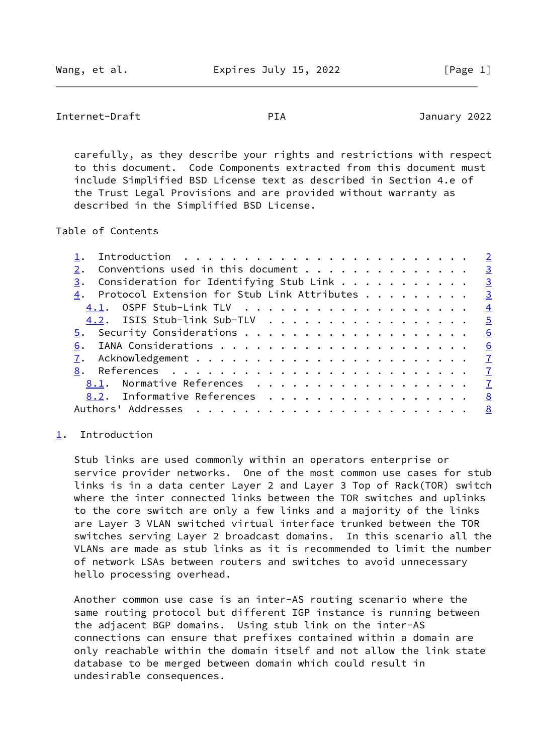carefully, as they describe your rights and restrictions with respect to this document. Code Components extracted from this document must include Simplified BSD License text as described in Section 4.e of the Trust Legal Provisions and are provided without warranty as described in the Simplified BSD License.

## Table of Contents

- 1. Introduction . . . . . . . . . . . . . . . . . . . . . . . . 2
- 2. Conventions used in this document . . . . . . . . . . . . . . 3
- 3. Consideration for Identifying Stub Link . . . . . . . . . . . 3
- 4. Protocol Extension for Stub Link Attributes . . . . . . . . . 3
  - 4.1. OSPF Stub-Link TLV . . . . . . . . . . . . . . . . . . . 4
  - 4.2. ISIS Stub-link Sub-TLV . . . . . . . . . . . . . . . . . 5
- 5. Security Considerations . . . . . . . . . . . . . . . . . . . 6
- 6. IANA Considerations . . . . . . . . . . . . . . . . . . . . . 6
- 7. Acknowledgement . . . . . . . . . . . . . . . . . . . . . . . 7
- 8. References . . . . . . . . . . . . . . . . . . . . . . . . . 7
  - 8.1. Normative References . . . . . . . . . . . . . . . . . . 7
  - 8.2. Informative References . . . . . . . . . . . . . . . . . 8
- Authors' Addresses . . . . . . . . . . . . . . . . . . . . . . . 8

## 1. Introduction

Stub links are used commonly within an operators enterprise or service provider networks. One of the most common use cases for stub links is in a data center Layer 2 and Layer 3 Top of Rack(TOR) switch where the inter connected links between the TOR switches and uplinks to the core switch are only a few links and a majority of the links are Layer 3 VLAN switched virtual interface trunked between the TOR switches serving Layer 2 broadcast domains. In this scenario all the VLANs are made as stub links as it is recommended to limit the number of network LSAs between routers and switches to avoid unnecessary hello processing overhead.

Another common use case is an inter-AS routing scenario where the same routing protocol but different IGP instance is running between the adjacent BGP domains. Using stub link on the inter-AS connections can ensure that prefixes contained within a domain are only reachable within the domain itself and not allow the link state database to be merged between domain which could result in undesirable consequences.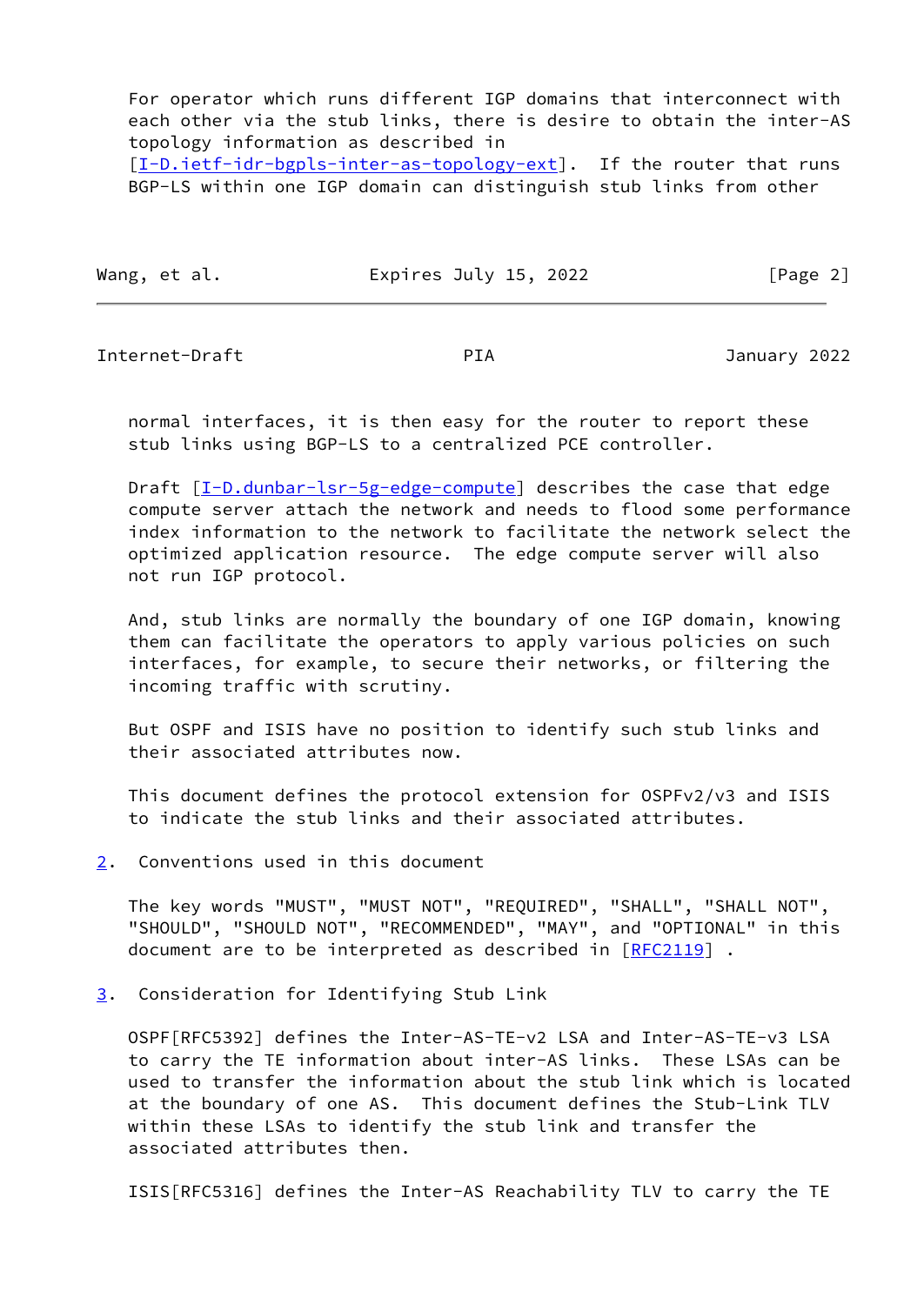For operator which runs different IGP domains that interconnect with each other via the stub links, there is desire to obtain the inter-AS topology information as described in [I-D.ietf-idr-bgpls-inter-as-topology-ext]. If the router that runs BGP-LS within one IGP domain can distinguish stub links from other normal interfaces, it is then easy for the router to report these stub links using BGP-LS to a centralized PCE controller.

Draft [I-D.dunbar-lsr-5g-edge-compute] describes the case that edge compute server attach the network and needs to flood some performance index information to the network to facilitate the network select the optimized application resource. The edge compute server will also not run IGP protocol.

And, stub links are normally the boundary of one IGP domain, knowing them can facilitate the operators to apply various policies on such interfaces, for example, to secure their networks, or filtering the incoming traffic with scrutiny.

But OSPF and ISIS have no position to identify such stub links and their associated attributes now.

This document defines the protocol extension for OSPFv2/v3 and ISIS to indicate the stub links and their associated attributes.

## 2. Conventions used in this document

The key words "MUST", "MUST NOT", "REQUIRED", "SHALL", "SHALL NOT", "SHOULD", "SHOULD NOT", "RECOMMENDED", "MAY", and "OPTIONAL" in this document are to be interpreted as described in [RFC2119] .

## 3. Consideration for Identifying Stub Link

OSPF[RFC5392] defines the Inter-AS-TE-v2 LSA and Inter-AS-TE-v3 LSA to carry the TE information about inter-AS links. These LSAs can be used to transfer the information about the stub link which is located at the boundary of one AS. This document defines the Stub-Link TLV within these LSAs to identify the stub link and transfer the associated attributes then.

ISIS[RFC5316] defines the Inter-AS Reachability TLV to carry the TE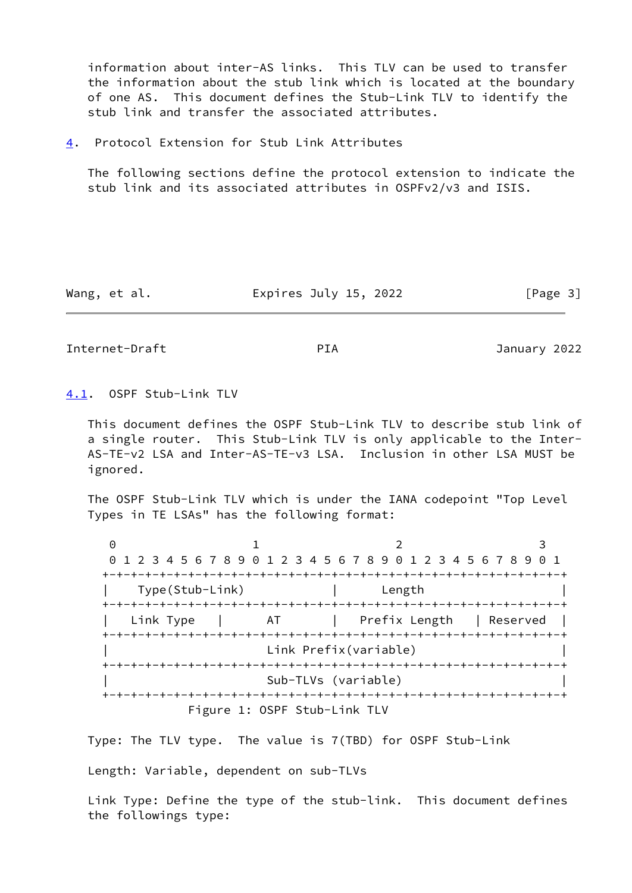information about inter-AS links. This TLV can be used to transfer the information about the stub link which is located at the boundary of one AS. This document defines the Stub-Link TLV to identify the stub link and transfer the associated attributes.

## 4. Protocol Extension for Stub Link Attributes

The following sections define the protocol extension to indicate the stub link and its associated attributes in OSPFv2/v3 and ISIS.

### 4.1. OSPF Stub-Link TLV

This document defines the OSPF Stub-Link TLV to describe stub link of a single router. This Stub-Link TLV is only applicable to the Inter-AS-TE-v2 LSA and Inter-AS-TE-v3 LSA. Inclusion in other LSA MUST be ignored.

The OSPF Stub-Link TLV which is under the IANA codepoint "Top Level Types in TE LSAs" has the following format:

```
 0                   1                   2                   3
 0 1 2 3 4 5 6 7 8 9 0 1 2 3 4 5 6 7 8 9 0 1 2 3 4 5 6 7 8 9 0 1
+-+-+-+-+-+-+-+-+-+-+-+-+-+-+-+-+-+-+-+-+-+-+-+-+-+-+-+-+-+-+-+-+
|    Type(Stub-Link)            |      Length                   |
+-+-+-+-+-+-+-+-+-+-+-+-+-+-+-+-+-+-+-+-+-+-+-+-+-+-+-+-+-+-+-+-+
|  Link Type    |      AT       |  Prefix Length  | Reserved    |
+-+-+-+-+-+-+-+-+-+-+-+-+-+-+-+-+-+-+-+-+-+-+-+-+-+-+-+-+-+-+-+-+
|                      Link Prefix(variable)                    |
+-+-+-+-+-+-+-+-+-+-+-+-+-+-+-+-+-+-+-+-+-+-+-+-+-+-+-+-+-+-+-+-+
|                      Sub-TLVs (variable)                      |
+-+-+-+-+-+-+-+-+-+-+-+-+-+-+-+-+-+-+-+-+-+-+-+-+-+-+-+-+-+-+-+-+
```

Figure 1: OSPF Stub-Link TLV

Type: The TLV type. The value is 7(TBD) for OSPF Stub-Link

Length: Variable, dependent on sub-TLVs

Link Type: Define the type of the stub-link. This document defines the followings type: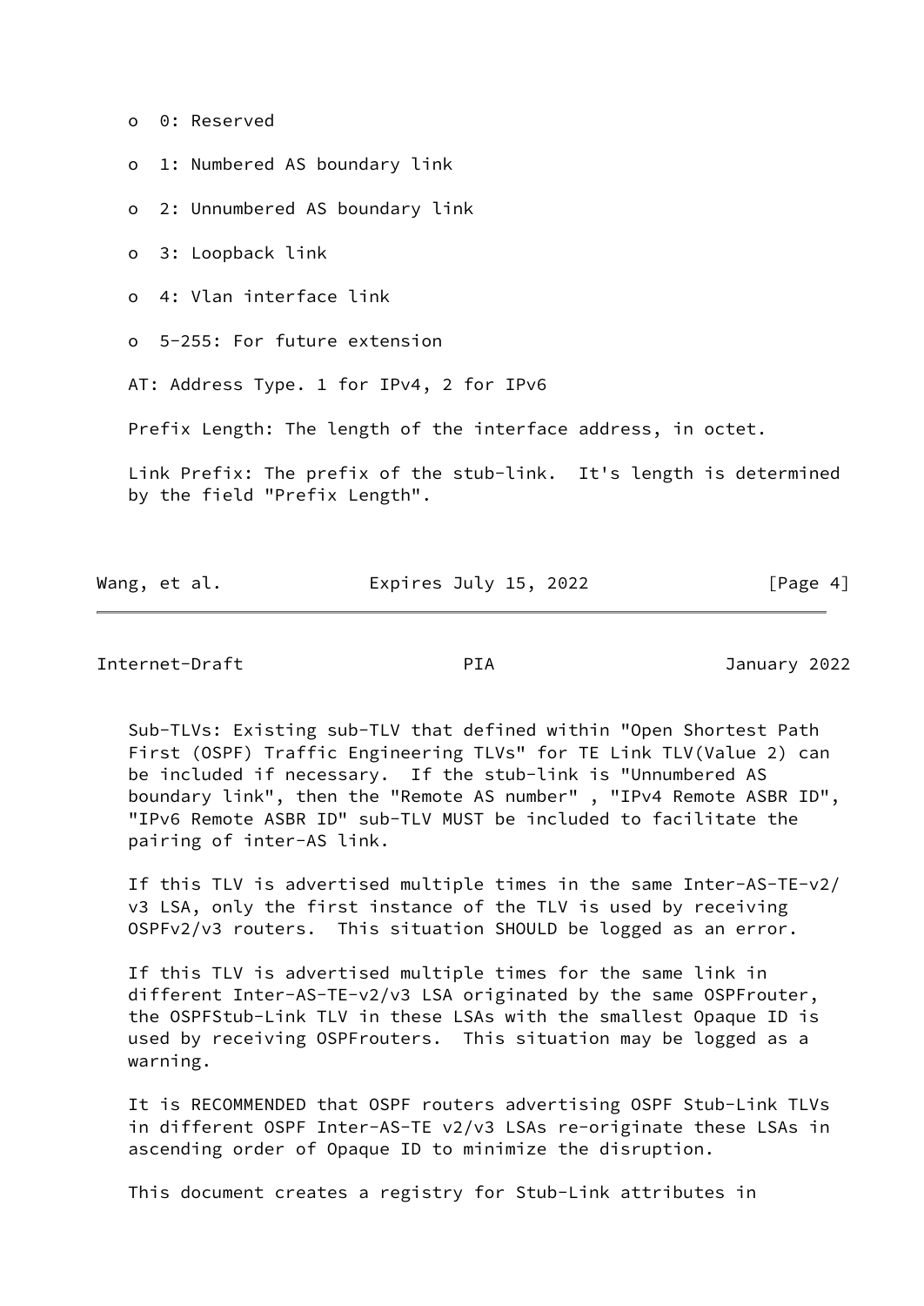- 0: Reserved
- 1: Numbered AS boundary link
- 2: Unnumbered AS boundary link
- 3: Loopback link
- 4: Vlan interface link
- 5-255: For future extension

AT: Address Type. 1 for IPv4, 2 for IPv6

Prefix Length: The length of the interface address, in octet.

Link Prefix: The prefix of the stub-link. It's length is determined by the field "Prefix Length".

Sub-TLVs: Existing sub-TLV that defined within "Open Shortest Path First (OSPF) Traffic Engineering TLVs" for TE Link TLV(Value 2) can be included if necessary. If the stub-link is "Unnumbered AS boundary link", then the "Remote AS number" , "IPv4 Remote ASBR ID", "IPv6 Remote ASBR ID" sub-TLV MUST be included to facilitate the pairing of inter-AS link.

If this TLV is advertised multiple times in the same Inter-AS-TE-v2/v3 LSA, only the first instance of the TLV is used by receiving OSPFv2/v3 routers. This situation SHOULD be logged as an error.

If this TLV is advertised multiple times for the same link in different Inter-AS-TE-v2/v3 LSA originated by the same OSPFrouter, the OSPFStub-Link TLV in these LSAs with the smallest Opaque ID is used by receiving OSPFrouters. This situation may be logged as a warning.

It is RECOMMENDED that OSPF routers advertising OSPF Stub-Link TLVs in different OSPF Inter-AS-TE v2/v3 LSAs re-originate these LSAs in ascending order of Opaque ID to minimize the disruption.

This document creates a registry for Stub-Link attributes in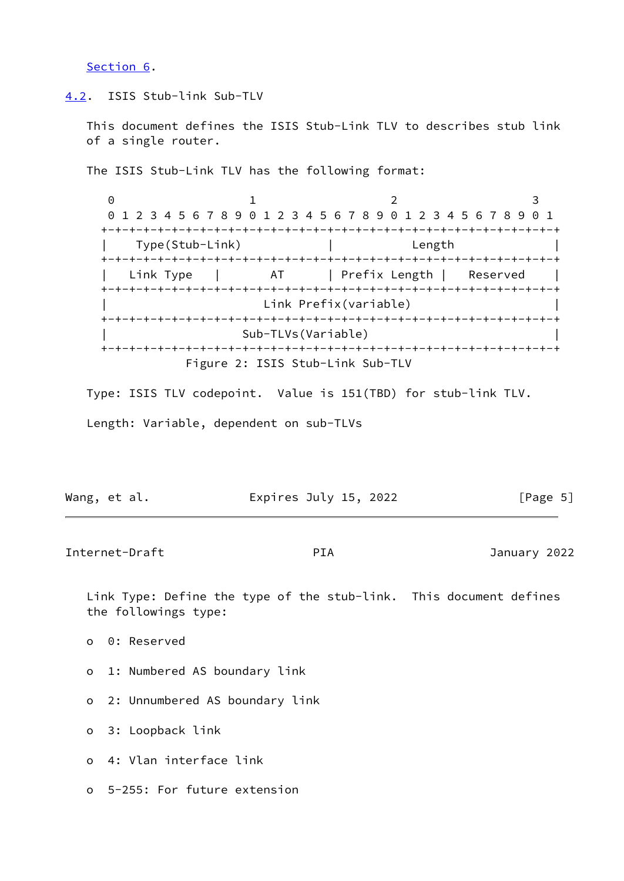Section 6.

## 4.2. ISIS Stub-link Sub-TLV

This document defines the ISIS Stub-Link TLV to describes stub link of a single router.

The ISIS Stub-Link TLV has the following format:

```
 0                   1                   2                   3
 0 1 2 3 4 5 6 7 8 9 0 1 2 3 4 5 6 7 8 9 0 1 2 3 4 5 6 7 8 9 0 1
+-+-+-+-+-+-+-+-+-+-+-+-+-+-+-+-+-+-+-+-+-+-+-+-+-+-+-+-+-+-+-+-+
|    Type(Stub-Link)            |            Length             |
+-+-+-+-+-+-+-+-+-+-+-+-+-+-+-+-+-+-+-+-+-+-+-+-+-+-+-+-+-+-+-+-+
|  Link Type    |       AT      | Prefix Length |   Reserved    |
+-+-+-+-+-+-+-+-+-+-+-+-+-+-+-+-+-+-+-+-+-+-+-+-+-+-+-+-+-+-+-+-+
|                      Link Prefix(variable)                    |
+-+-+-+-+-+-+-+-+-+-+-+-+-+-+-+-+-+-+-+-+-+-+-+-+-+-+-+-+-+-+-+-+
|                   Sub-TLVs(Variable)                          |
+-+-+-+-+-+-+-+-+-+-+-+-+-+-+-+-+-+-+-+-+-+-+-+-+-+-+-+-+-+-+-+-+
```

Figure 2: ISIS Stub-Link Sub-TLV

Type: ISIS TLV codepoint. Value is 151(TBD) for stub-link TLV.

Length: Variable, dependent on sub-TLVs

Link Type: Define the type of the stub-link. This document defines the followings type:

- 0: Reserved
- 1: Numbered AS boundary link
- 2: Unnumbered AS boundary link
- 3: Loopback link
- 4: Vlan interface link
- 5-255: For future extension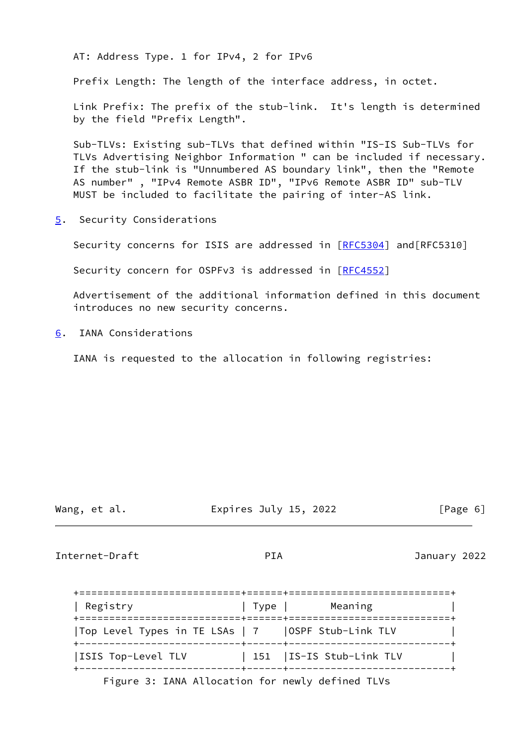AT: Address Type. 1 for IPv4, 2 for IPv6

Prefix Length: The length of the interface address, in octet.

Link Prefix: The prefix of the stub-link. It's length is determined by the field "Prefix Length".

Sub-TLVs: Existing sub-TLVs that defined within "IS-IS Sub-TLVs for TLVs Advertising Neighbor Information " can be included if necessary. If the stub-link is "Unnumbered AS boundary link", then the "Remote AS number" , "IPv4 Remote ASBR ID", "IPv6 Remote ASBR ID" sub-TLV MUST be included to facilitate the pairing of inter-AS link.

## 5. Security Considerations

Security concerns for ISIS are addressed in [RFC5304] and[RFC5310]

Security concern for OSPFv3 is addressed in [RFC4552]

Advertisement of the additional information defined in this document introduces no new security concerns.

## 6. IANA Considerations

IANA is requested to the allocation in following registries:

| Registry | Type | Meaning |
|---|---|---|
| Top Level Types in TE LSAs | 7 | OSPF Stub-Link TLV |
| ISIS Top-Level TLV | 151 | IS-IS Stub-Link TLV |

Figure 3: IANA Allocation for newly defined TLVs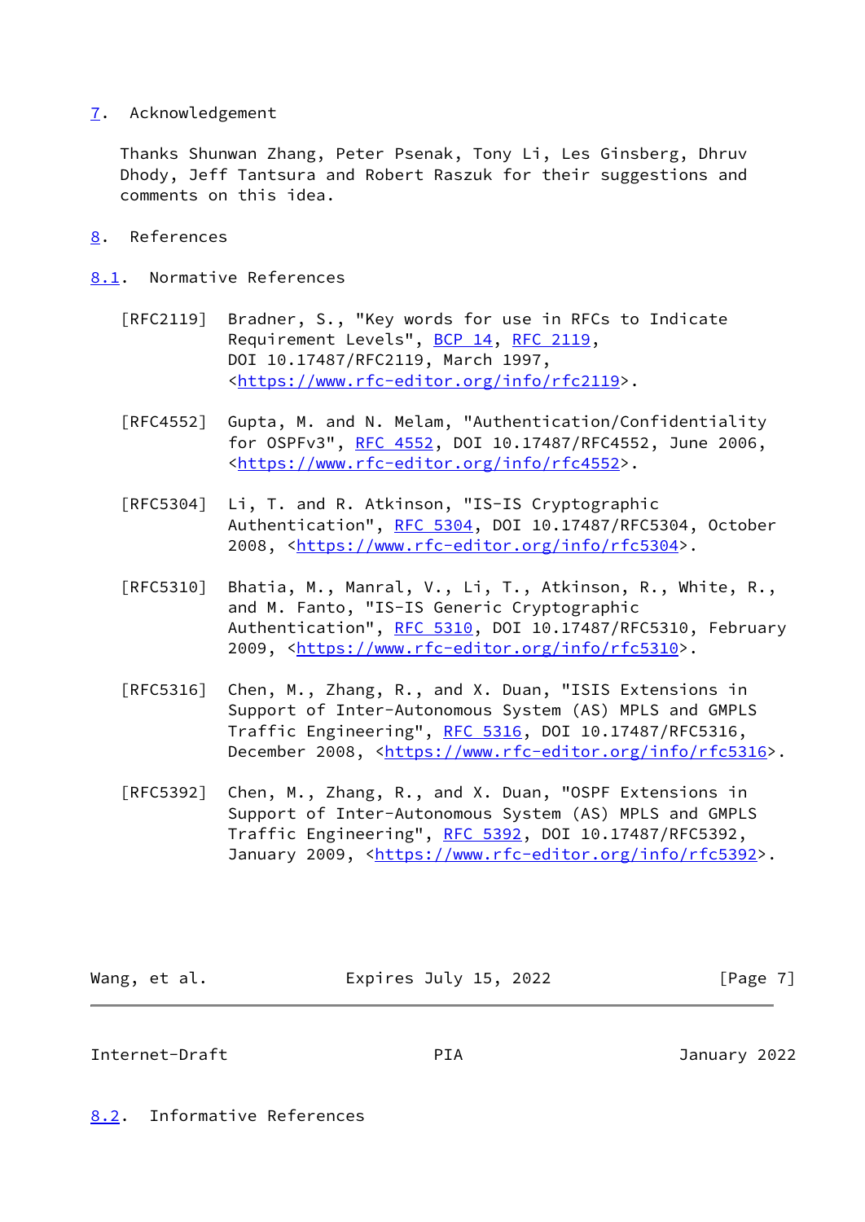## 7. Acknowledgement

Thanks Shunwan Zhang, Peter Psenak, Tony Li, Les Ginsberg, Dhruv Dhody, Jeff Tantsura and Robert Raszuk for their suggestions and comments on this idea.

## 8. References

### 8.1. Normative References

[RFC2119] Bradner, S., "Key words for use in RFCs to Indicate Requirement Levels", BCP 14, RFC 2119, DOI 10.17487/RFC2119, March 1997, <https://www.rfc-editor.org/info/rfc2119>.

[RFC4552] Gupta, M. and N. Melam, "Authentication/Confidentiality for OSPFv3", RFC 4552, DOI 10.17487/RFC4552, June 2006, <https://www.rfc-editor.org/info/rfc4552>.

[RFC5304] Li, T. and R. Atkinson, "IS-IS Cryptographic Authentication", RFC 5304, DOI 10.17487/RFC5304, October 2008, <https://www.rfc-editor.org/info/rfc5304>.

[RFC5310] Bhatia, M., Manral, V., Li, T., Atkinson, R., White, R., and M. Fanto, "IS-IS Generic Cryptographic Authentication", RFC 5310, DOI 10.17487/RFC5310, February 2009, <https://www.rfc-editor.org/info/rfc5310>.

[RFC5316] Chen, M., Zhang, R., and X. Duan, "ISIS Extensions in Support of Inter-Autonomous System (AS) MPLS and GMPLS Traffic Engineering", RFC 5316, DOI 10.17487/RFC5316, December 2008, <https://www.rfc-editor.org/info/rfc5316>.

[RFC5392] Chen, M., Zhang, R., and X. Duan, "OSPF Extensions in Support of Inter-Autonomous System (AS) MPLS and GMPLS Traffic Engineering", RFC 5392, DOI 10.17487/RFC5392, January 2009, <https://www.rfc-editor.org/info/rfc5392>.

### 8.2. Informative References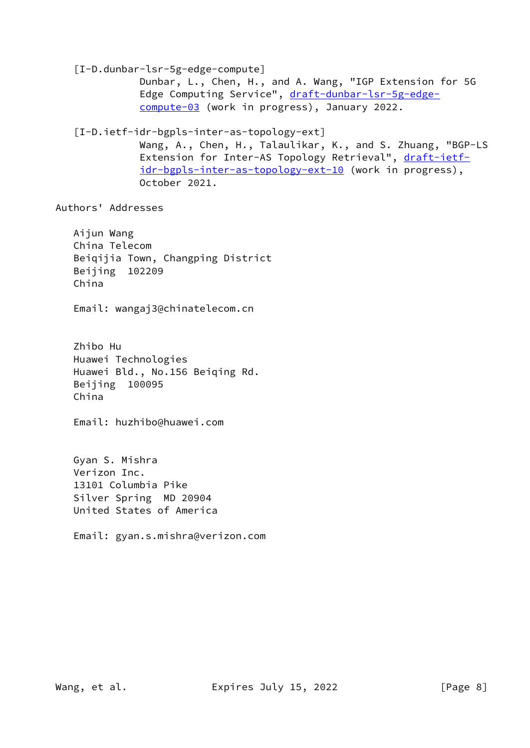[I-D.dunbar-lsr-5g-edge-compute]
Dunbar, L., Chen, H., and A. Wang, "IGP Extension for 5G Edge Computing Service", draft-dunbar-lsr-5g-edge-compute-03 (work in progress), January 2022.

[I-D.ietf-idr-bgpls-inter-as-topology-ext]
Wang, A., Chen, H., Talaulikar, K., and S. Zhuang, "BGP-LS Extension for Inter-AS Topology Retrieval", draft-ietf-idr-bgpls-inter-as-topology-ext-10 (work in progress), October 2021.

## Authors' Addresses

Aijun Wang
China Telecom
Beiqijia Town, Changping District
Beijing  102209
China

Email: wangaj3@chinatelecom.cn

Zhibo Hu
Huawei Technologies
Huawei Bld., No.156 Beiqing Rd.
Beijing  100095
China

Email: huzhibo@huawei.com

Gyan S. Mishra
Verizon Inc.
13101 Columbia Pike
Silver Spring  MD 20904
United States of America

Email: gyan.s.mishra@verizon.com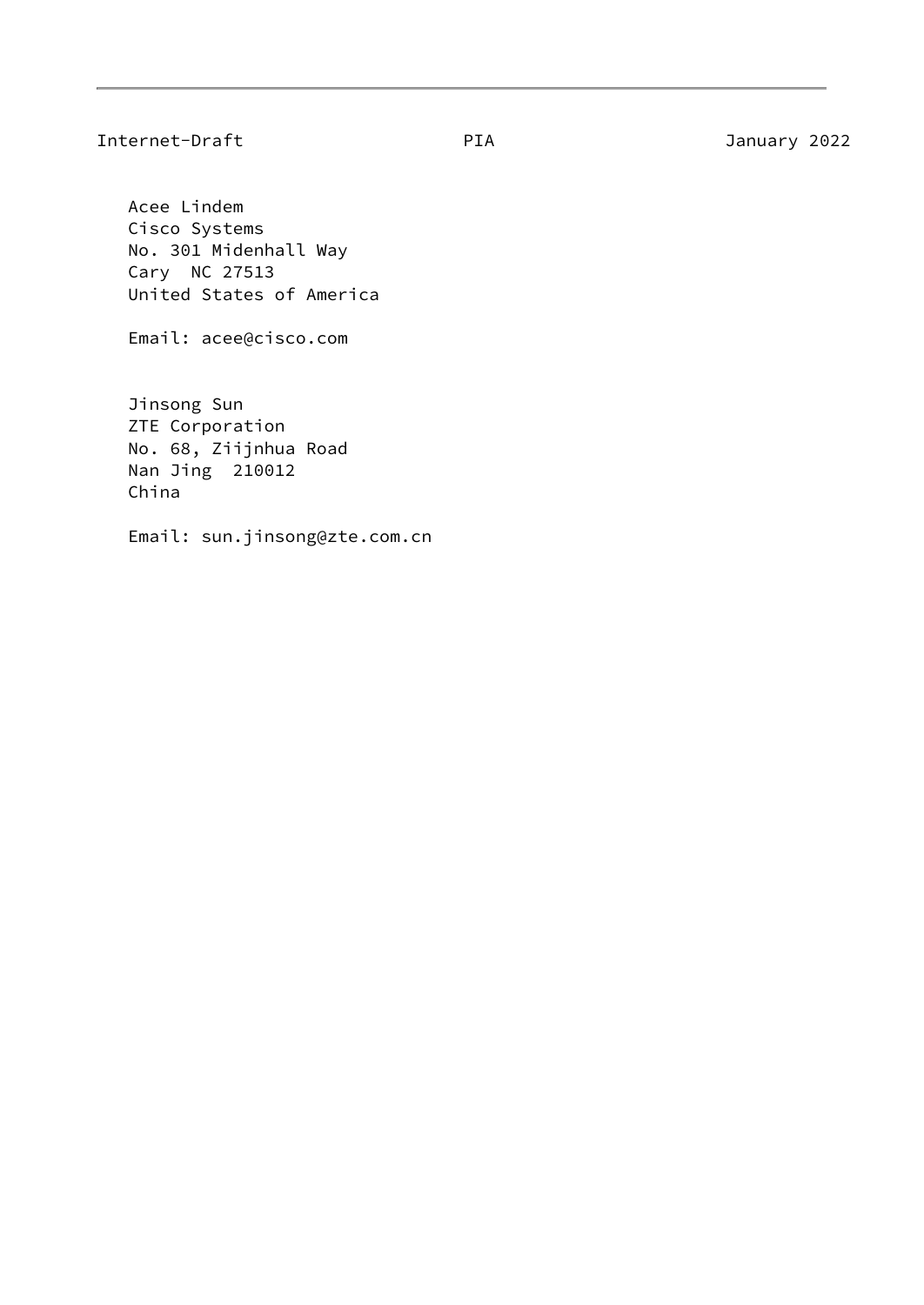Acee Lindem
Cisco Systems
No. 301 Midenhall Way
Cary  NC 27513
United States of America

Email: acee@cisco.com

Jinsong Sun
ZTE Corporation
No. 68, Ziijnhua Road
Nan Jing  210012
China

Email: sun.jinsong@zte.com.cn